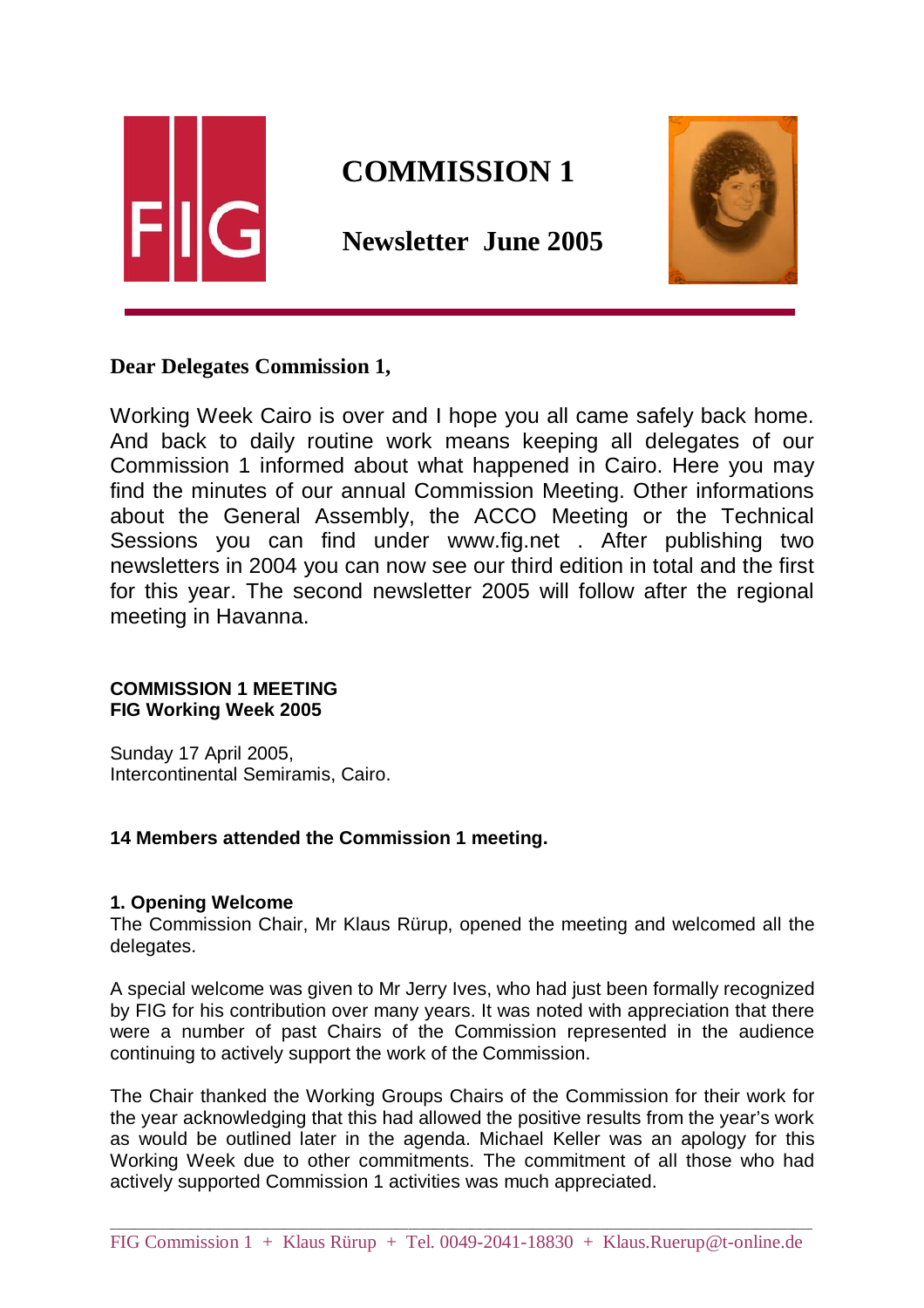# COMMISSION 1

## Newsletter June 2005

**Dear Delegates Commission 1,**

Working Week Cairo is over and I hope you all came safely back home. And back to daily routine work means keeping all delegates of our Commission 1 informed about what happened in Cairo. Here you may find the minutes of our annual Commission Meeting. Other informations about the General Assembly, the ACCO Meeting or the Technical Sessions you can find under www.fig.net . After publishing two newsletters in 2004 you can now see our third edition in total and the first for this year. The second newsletter 2005 will follow after the regional meeting in Havanna.

**COMMISSION 1 MEETING**
**FIG Working Week 2005**

Sunday 17 April 2005,
Intercontinental Semiramis, Cairo.

**14 Members attended the Commission 1 meeting.**

**1. Opening Welcome**

The Commission Chair, Mr Klaus Rürup, opened the meeting and welcomed all the delegates.

A special welcome was given to Mr Jerry Ives, who had just been formally recognized by FIG for his contribution over many years. It was noted with appreciation that there were a number of past Chairs of the Commission represented in the audience continuing to actively support the work of the Commission.

The Chair thanked the Working Groups Chairs of the Commission for their work for the year acknowledging that this had allowed the positive results from the year's work as would be outlined later in the agenda. Michael Keller was an apology for this Working Week due to other commitments. The commitment of all those who had actively supported Commission 1 activities was much appreciated.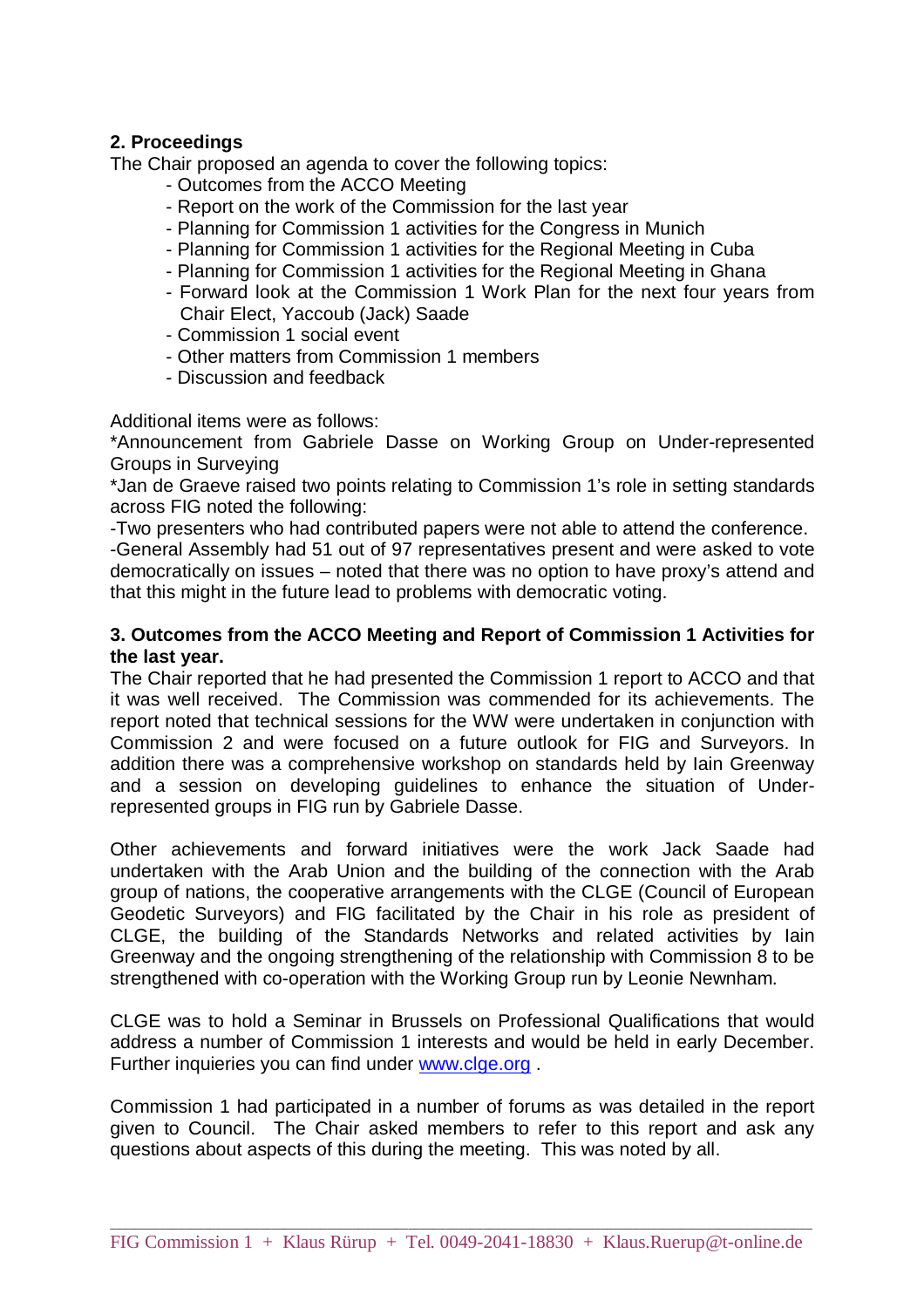## 2. Proceedings

The Chair proposed an agenda to cover the following topics:

- Outcomes from the ACCO Meeting
- Report on the work of the Commission for the last year
- Planning for Commission 1 activities for the Congress in Munich
- Planning for Commission 1 activities for the Regional Meeting in Cuba
- Planning for Commission 1 activities for the Regional Meeting in Ghana
- Forward look at the Commission 1 Work Plan for the next four years from Chair Elect, Yaccoub (Jack) Saade
- Commission 1 social event
- Other matters from Commission 1 members
- Discussion and feedback

Additional items were as follows:

*Announcement from Gabriele Dasse on Working Group on Under-represented Groups in Surveying

*Jan de Graeve raised two points relating to Commission 1's role in setting standards across FIG noted the following:

-Two presenters who had contributed papers were not able to attend the conference.

-General Assembly had 51 out of 97 representatives present and were asked to vote democratically on issues – noted that there was no option to have proxy's attend and that this might in the future lead to problems with democratic voting.

## 3. Outcomes from the ACCO Meeting and Report of Commission 1 Activities for the last year.

The Chair reported that he had presented the Commission 1 report to ACCO and that it was well received. The Commission was commended for its achievements. The report noted that technical sessions for the WW were undertaken in conjunction with Commission 2 and were focused on a future outlook for FIG and Surveyors. In addition there was a comprehensive workshop on standards held by Iain Greenway and a session on developing guidelines to enhance the situation of Under-represented groups in FIG run by Gabriele Dasse.

Other achievements and forward initiatives were the work Jack Saade had undertaken with the Arab Union and the building of the connection with the Arab group of nations, the cooperative arrangements with the CLGE (Council of European Geodetic Surveyors) and FIG facilitated by the Chair in his role as president of CLGE, the building of the Standards Networks and related activities by Iain Greenway and the ongoing strengthening of the relationship with Commission 8 to be strengthened with co-operation with the Working Group run by Leonie Newnham.

CLGE was to hold a Seminar in Brussels on Professional Qualifications that would address a number of Commission 1 interests and would be held in early December. Further inquieries you can find under www.clge.org .

Commission 1 had participated in a number of forums as was detailed in the report given to Council. The Chair asked members to refer to this report and ask any questions about aspects of this during the meeting. This was noted by all.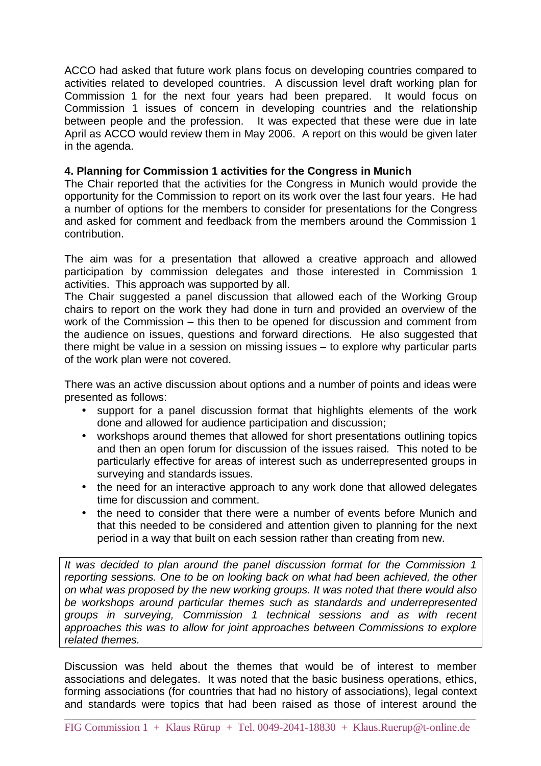ACCO had asked that future work plans focus on developing countries compared to activities related to developed countries. A discussion level draft working plan for Commission 1 for the next four years had been prepared. It would focus on Commission 1 issues of concern in developing countries and the relationship between people and the profession. It was expected that these were due in late April as ACCO would review them in May 2006. A report on this would be given later in the agenda.

**4. Planning for Commission 1 activities for the Congress in Munich**

The Chair reported that the activities for the Congress in Munich would provide the opportunity for the Commission to report on its work over the last four years. He had a number of options for the members to consider for presentations for the Congress and asked for comment and feedback from the members around the Commission 1 contribution.

The aim was for a presentation that allowed a creative approach and allowed participation by commission delegates and those interested in Commission 1 activities. This approach was supported by all.

The Chair suggested a panel discussion that allowed each of the Working Group chairs to report on the work they had done in turn and provided an overview of the work of the Commission – this then to be opened for discussion and comment from the audience on issues, questions and forward directions. He also suggested that there might be value in a session on missing issues – to explore why particular parts of the work plan were not covered.

There was an active discussion about options and a number of points and ideas were presented as follows:

- support for a panel discussion format that highlights elements of the work done and allowed for audience participation and discussion;
- workshops around themes that allowed for short presentations outlining topics and then an open forum for discussion of the issues raised. This noted to be particularly effective for areas of interest such as underrepresented groups in surveying and standards issues.
- the need for an interactive approach to any work done that allowed delegates time for discussion and comment.
- the need to consider that there were a number of events before Munich and that this needed to be considered and attention given to planning for the next period in a way that built on each session rather than creating from new.

*It was decided to plan around the panel discussion format for the Commission 1 reporting sessions. One to be on looking back on what had been achieved, the other on what was proposed by the new working groups. It was noted that there would also be workshops around particular themes such as standards and underrepresented groups in surveying, Commission 1 technical sessions and as with recent approaches this was to allow for joint approaches between Commissions to explore related themes.*

Discussion was held about the themes that would be of interest to member associations and delegates. It was noted that the basic business operations, ethics, forming associations (for countries that had no history of associations), legal context and standards were topics that had been raised as those of interest around the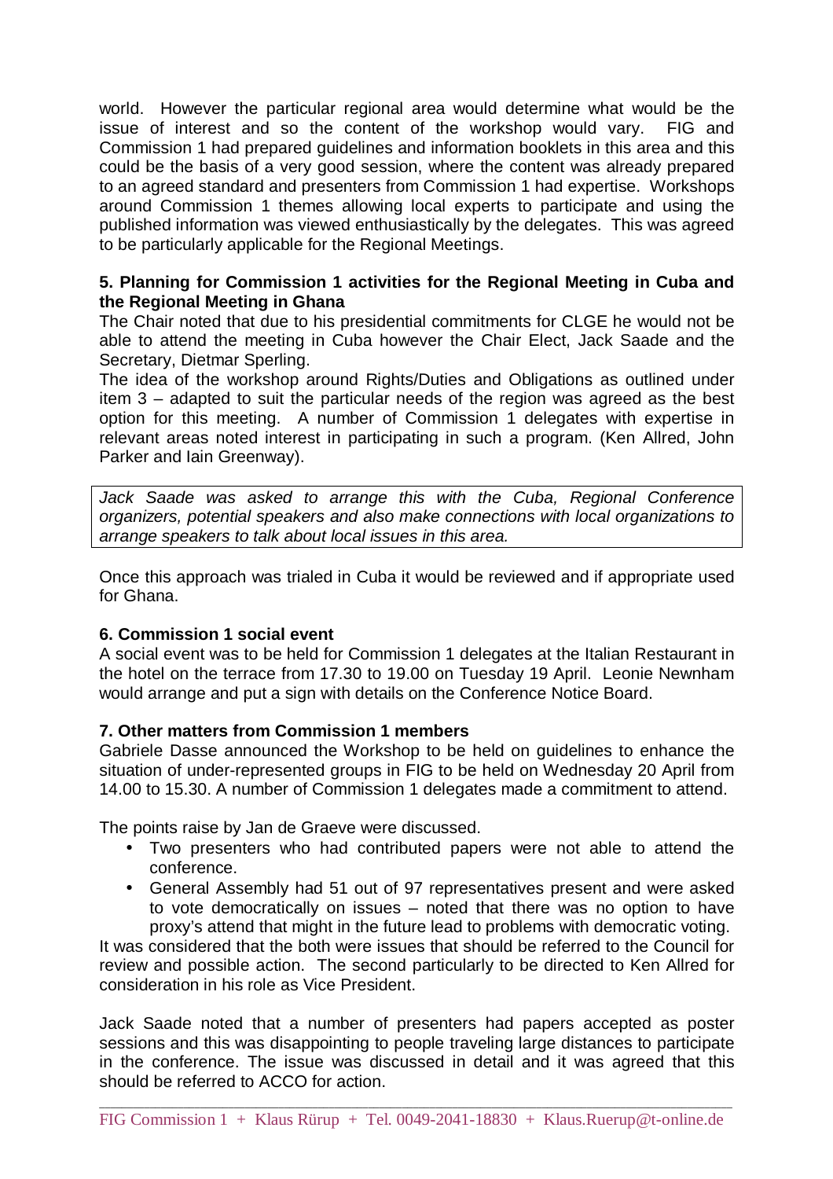world. However the particular regional area would determine what would be the issue of interest and so the content of the workshop would vary. FIG and Commission 1 had prepared guidelines and information booklets in this area and this could be the basis of a very good session, where the content was already prepared to an agreed standard and presenters from Commission 1 had expertise. Workshops around Commission 1 themes allowing local experts to participate and using the published information was viewed enthusiastically by the delegates. This was agreed to be particularly applicable for the Regional Meetings.

**5. Planning for Commission 1 activities for the Regional Meeting in Cuba and the Regional Meeting in Ghana**

The Chair noted that due to his presidential commitments for CLGE he would not be able to attend the meeting in Cuba however the Chair Elect, Jack Saade and the Secretary, Dietmar Sperling.

The idea of the workshop around Rights/Duties and Obligations as outlined under item 3 – adapted to suit the particular needs of the region was agreed as the best option for this meeting. A number of Commission 1 delegates with expertise in relevant areas noted interest in participating in such a program. (Ken Allred, John Parker and Iain Greenway).

*Jack Saade was asked to arrange this with the Cuba, Regional Conference organizers, potential speakers and also make connections with local organizations to arrange speakers to talk about local issues in this area.*

Once this approach was trialed in Cuba it would be reviewed and if appropriate used for Ghana.

**6. Commission 1 social event**

A social event was to be held for Commission 1 delegates at the Italian Restaurant in the hotel on the terrace from 17.30 to 19.00 on Tuesday 19 April. Leonie Newnham would arrange and put a sign with details on the Conference Notice Board.

**7. Other matters from Commission 1 members**

Gabriele Dasse announced the Workshop to be held on guidelines to enhance the situation of under-represented groups in FIG to be held on Wednesday 20 April from 14.00 to 15.30. A number of Commission 1 delegates made a commitment to attend.

The points raise by Jan de Graeve were discussed.

- Two presenters who had contributed papers were not able to attend the conference.
- General Assembly had 51 out of 97 representatives present and were asked to vote democratically on issues – noted that there was no option to have proxy's attend that might in the future lead to problems with democratic voting.

It was considered that the both were issues that should be referred to the Council for review and possible action. The second particularly to be directed to Ken Allred for consideration in his role as Vice President.

Jack Saade noted that a number of presenters had papers accepted as poster sessions and this was disappointing to people traveling large distances to participate in the conference. The issue was discussed in detail and it was agreed that this should be referred to ACCO for action.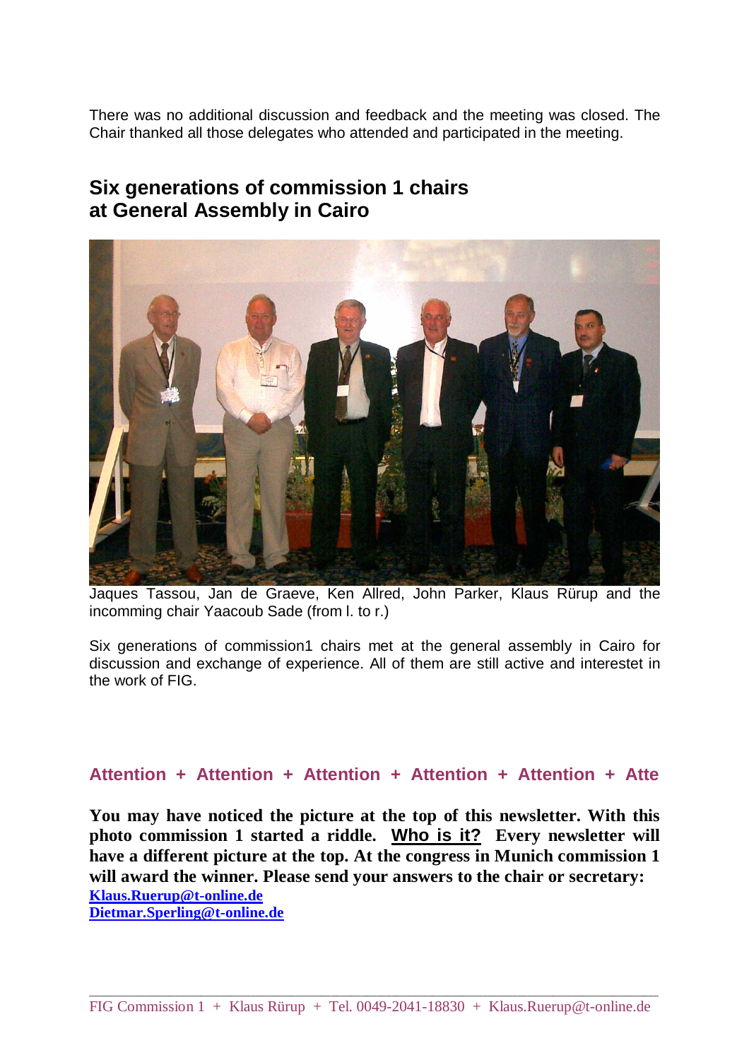There was no additional discussion and feedback and the meeting was closed. The Chair thanked all those delegates who attended and participated in the meeting.

## Six generations of commission 1 chairs at General Assembly in Cairo

Jaques Tassou, Jan de Graeve, Ken Allred, John Parker, Klaus Rürup and the incomming chair Yaacoub Sade (from l. to r.)

Six generations of commission1 chairs met at the general assembly in Cairo for discussion and exchange of experience. All of them are still active and interestet in the work of FIG.

**Attention + Attention + Attention + Attention + Attention + Atte**

**You may have noticed the picture at the top of this newsletter. With this photo commission 1 started a riddle. Who is it? Every newsletter will have a different picture at the top. At the congress in Munich commission 1 will award the winner. Please send your answers to the chair or secretary:**
**Klaus.Ruerup@t-online.de**
**Dietmar.Sperling@t-online.de**